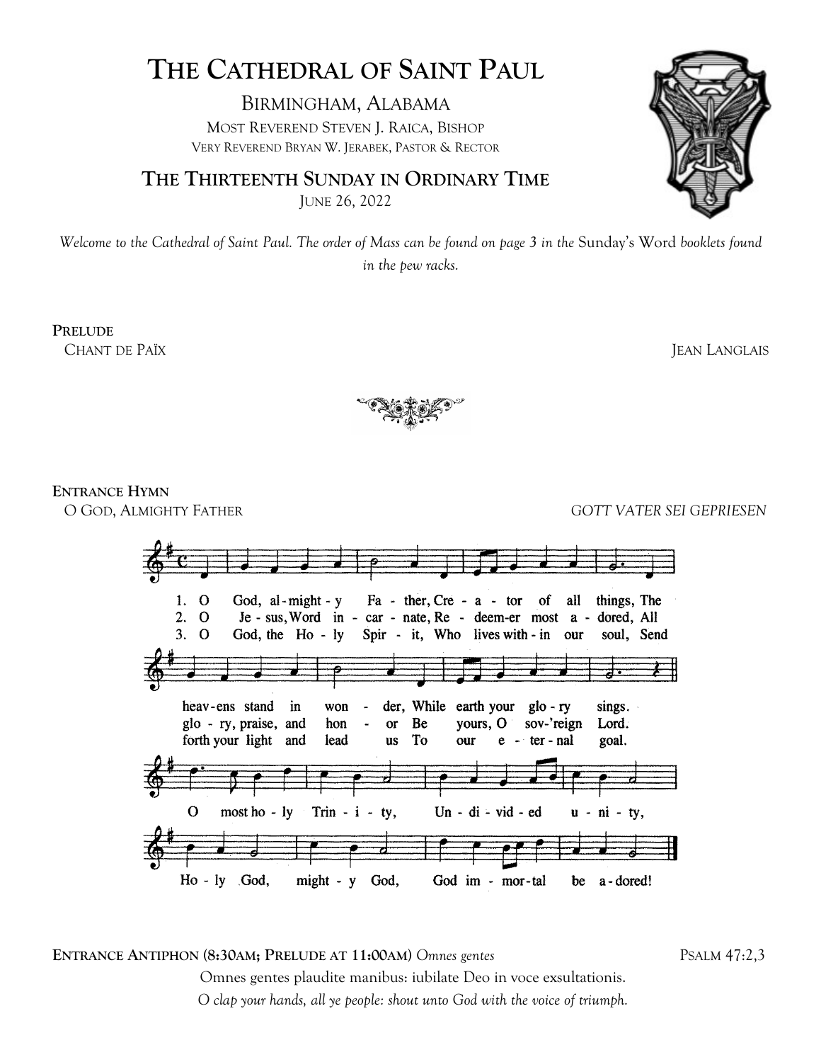# THE CATHEDRAL OF SAINT PAUL

BIRMINGHAM, ALABAMA

MOST REVEREND STEVEN J. RAICA, BISHOP

VERY REVEREND BRYAN W. JERABEK, PASTOR & RECTOR

## THE THIRTEENTH SUNDAY IN ORDINARY TIME

JUNE 26, 2022

*Welcome to the Cathedral of Saint Paul. The order of Mass can be found on page 3 in the* Sunday's Word *booklets found in the pew racks.*

**PRELUDE**

CHANT DE PAÏX — JEAN LANGLAIS

**ENTRANCE HYMN**

O GOD, ALMIGHTY FATHER — *GOTT VATER SEI GEPRIESEN*

1. O God, al-might-y Fa-ther, Cre-a-tor of all things, The heav-ens stand in won-der, While earth your glo-ry sings.
2. O Je-sus, Word in-car-nate, Re-deem-er most a-dored, All glo-ry, praise, and hon-or Be yours, O sov-'reign Lord.
3. O God, the Ho-ly Spir-it, Who lives with-in our soul, Send forth your light and lead us To our e-ter-nal goal.

O most ho-ly Trin-i-ty, Un-di-vid-ed u-ni-ty, Ho-ly God, might-y God, God im-mor-tal be a-dored!

**ENTRANCE ANTIPHON (8:30AM; PRELUDE AT 11:00AM)** *Omnes gentes* — PSALM 47:2,3

Omnes gentes plaudite manibus: iubilate Deo in voce exsultationis.

*O clap your hands, all ye people: shout unto God with the voice of triumph.*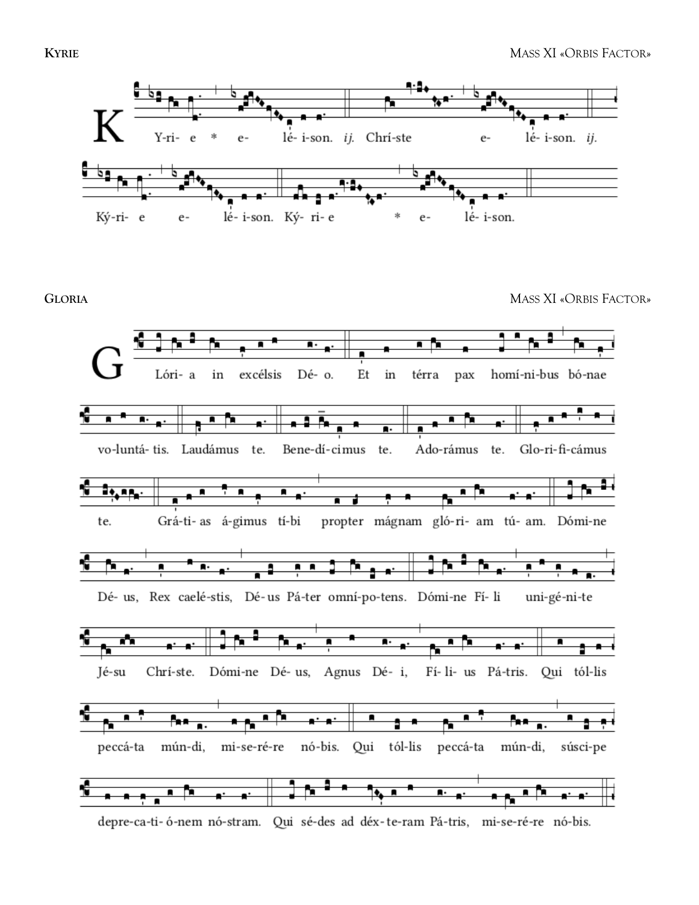## KYRIE

MASS XI «ORBIS FACTOR»

K Y-ri- e * e- lé- i-son. *ij.* Chrí-ste e- lé- i-son. *ij.*

Ký-ri- e e- lé- i-son. Ký- ri- e * e- lé- i-son.

## GLORIA

MASS XI «ORBIS FACTOR»

G Lóri- a in excélsis Dé- o. Et in térra pax homí-ni-bus bó-nae

vo-luntá- tis. Laudámus te. Bene-dí-cimus te. Adorámus te. Glo-ri-fi-cámus

te. Grá-ti- as á-gimus tí-bi propter mágnam gló-ri- am tú- am. Dómi-ne

Dé- us, Rex caelé-stis, Dé- us Pá-ter omní-po-tens. Dómi-ne Fí- li uni-gé-ni-te

Jé-su Chrí-ste. Dómi-ne Dé- us, Agnus Dé- i, Fí- li- us Pá-tris. Qui tól-lis

peccá-ta mún-di, mi-se-ré-re nó-bis. Qui tól-lis peccá-ta mún-di, músci-pe

depre-ca-ti- ó-nem nó-stram. Qui sé-des ad déx- te-ram Pá-tris, mi-se-ré-re nó-bis.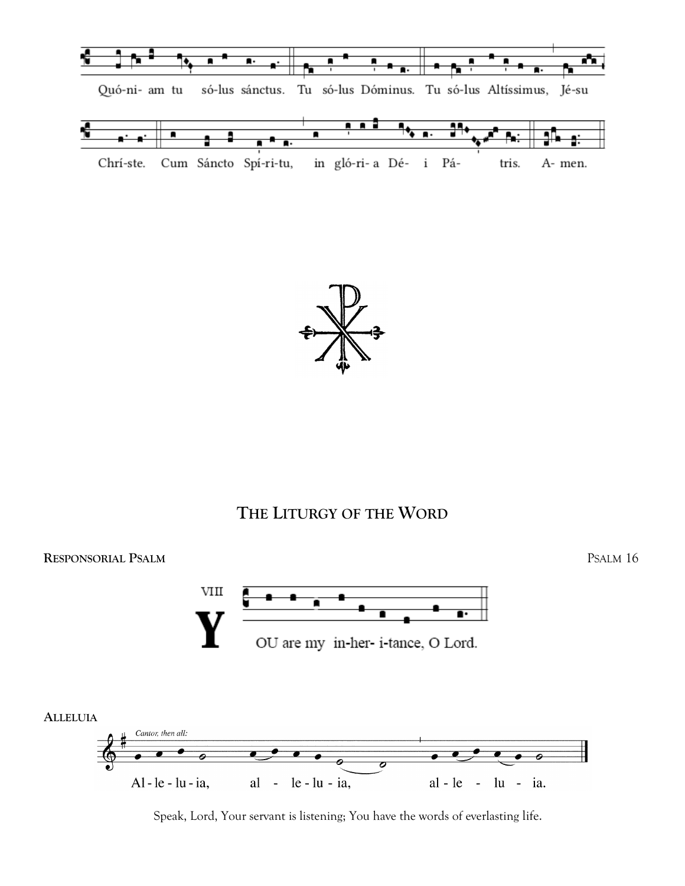Quó-ni- am tu só-lus sánctus. Tu só-lus Dóminus. Tu só-lus Altíssimus, Jé-su

Chrí-ste. Cum Sáncto Spí-ri-tu, in gló-ri- a Dé- i Pá- tris. A- men.

## THE LITURGY OF THE WORD

**RESPONSORIAL PSALM** PSALM 16

VIII

YOU are my in-her- i-tance, O Lord.

**ALLELUIA**

*Cantor, then all:*

Al - le - lu - ia, al - le - lu - ia, al - le - lu - ia.

Speak, Lord, Your servant is listening; You have the words of everlasting life.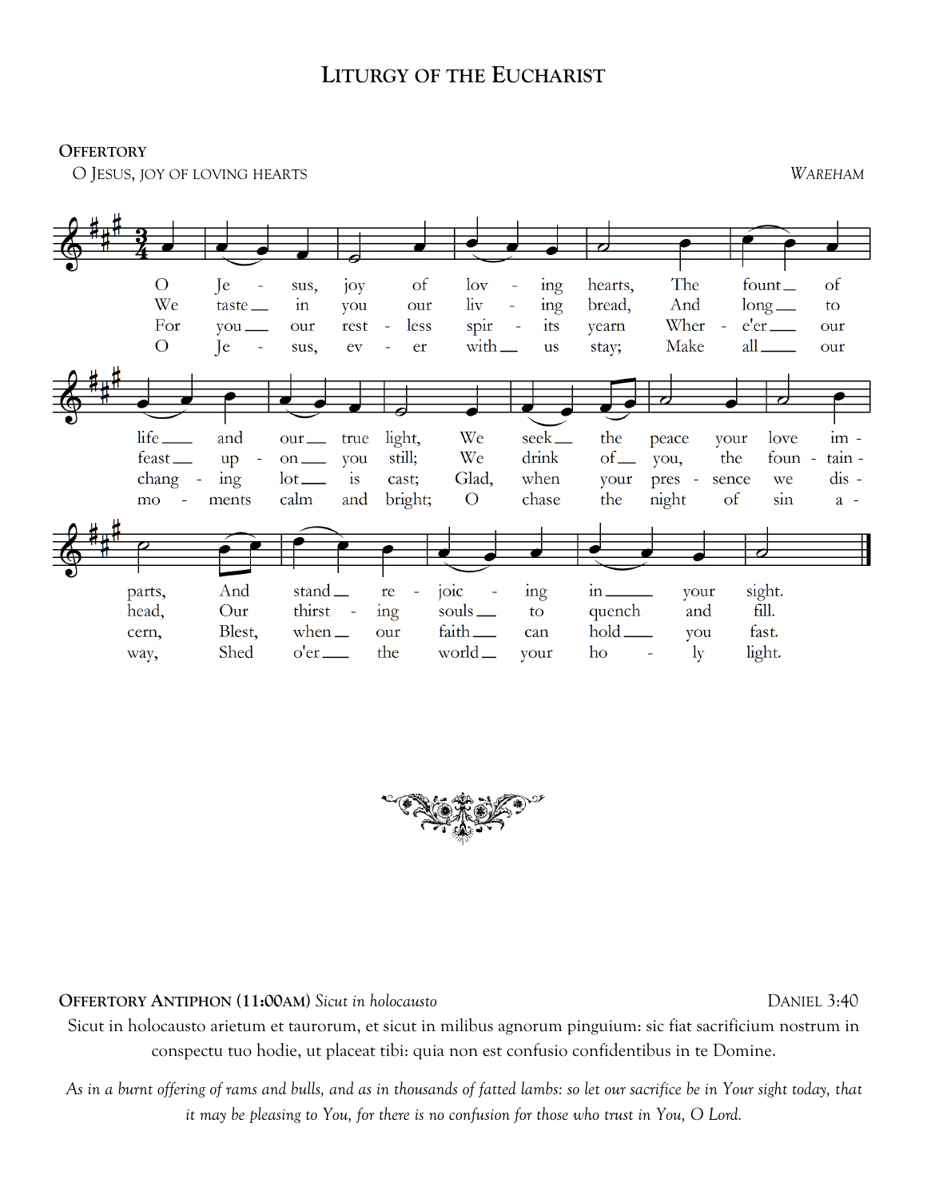# LITURGY OF THE EUCHARIST

**OFFERTORY**

O JESUS, JOY OF LOVING HEARTS *WAREHAM*

O Jesus, joy of loving hearts, The fount of life and our true light, We seek the peace your love imparts, And stand rejoicing in your sight.

We taste in you our living bread, And long to feast upon you still; We drink of you, the fountain-head, Our thirsting souls to quench and fill.

For you our restless spirits yearn Where'er our changing lot is cast; Glad, when your presence we discern, Blest, when our faith can hold you fast.

O Jesus, ever with us stay; Make all our moments calm and bright; O chase the night of sin away, Shed o'er the world your holy light.

**OFFERTORY ANTIPHON (11:00AM)** *Sicut in holocausto* DANIEL 3:40

Sicut in holocausto arietum et taurorum, et sicut in milibus agnorum pinguium: sic fiat sacrificium nostrum in conspectu tuo hodie, ut placeat tibi: quia non est confusio confidentibus in te Domine.

*As in a burnt offering of rams and bulls, and as in thousands of fatted lambs: so let our sacrifice be in Your sight today, that it may be pleasing to You, for there is no confusion for those who trust in You, O Lord.*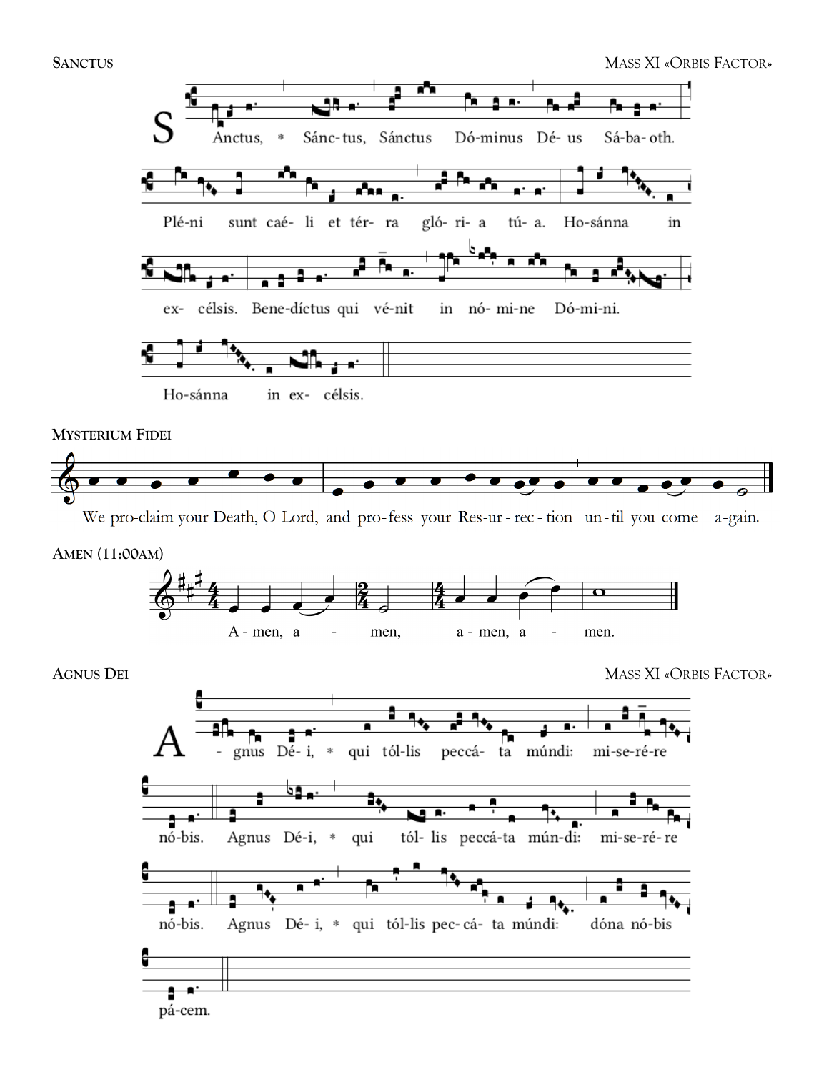**Sanctus** Mass XI «Orbis Factor»

S Anctus, * Sánc-tus, Sánctus Dó-minus Dé- us Sá-ba- oth.

Plé-ni sunt caé- li et tér- ra gló- ri- a tú- a. Ho-sánna in

ex- célsis. Bene-díctus qui vé-nit in nó- mi-ne Dó-mi-ni.

Ho-sánna in ex- célsis.

**Mysterium Fidei**

We pro-claim your Death, O Lord, and pro-fess your Res-ur - rec - tion un-til you come a-gain.

**Amen (11:00am)**

A - men, a - men, a - men, a - men.

**Agnus Dei** Mass XI «Orbis Factor»

A - gnus Dé- i, * qui tól-lis peccá- ta mún-di: mi-se-ré-re

nó-bis. Agnus Dé-i, * qui tól- lis peccá-ta mún-di: mi-se-ré-re

nó-bis. Agnus Dé- i, * qui tól-lis pec-cá- ta mún-di: dóna nó-bis

pá-cem.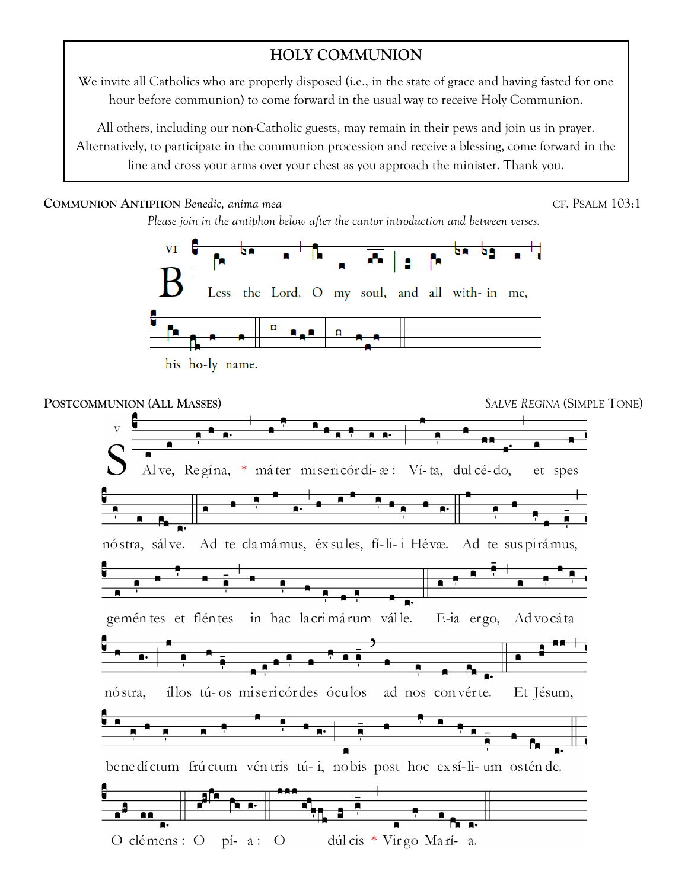## HOLY COMMUNION

We invite all Catholics who are properly disposed (i.e., in the state of grace and having fasted for one hour before communion) to come forward in the usual way to receive Holy Communion.

All others, including our non-Catholic guests, may remain in their pews and join us in prayer. Alternatively, to participate in the communion procession and receive a blessing, come forward in the line and cross your arms over your chest as you approach the minister. Thank you.

**COMMUNION ANTIPHON** *Benedic, anima mea* CF. PSALM 103:1

*Please join in the antiphon below after the cantor introduction and between verses.*

VI

BLess the Lord, O my soul, and all with- in me,

his ho-ly name.

**POSTCOMMUNION (ALL MASSES)** *SALVE REGINA* (SIMPLE TONE)

V

SAlve, Regína, * máter misericórdi- æ : Ví- ta, dulcé- do, et spes

nóstra, sálve. Ad te clamámus, éxsules, fí- li- i Hévæ. Ad te suspirámus,

geméntes et fléntes in hac lacrimárum válle. E-ia ergo, Advocáta

nóstra, íllos tú- os misericórdes óculos ad nos convérte. Et Jésum,

benedíctum frúctum véntris tú- i, nobis post hoc exsí- li- um osténde.

O clémens : O pí- a : O dúlcis * Virgo Marí- a.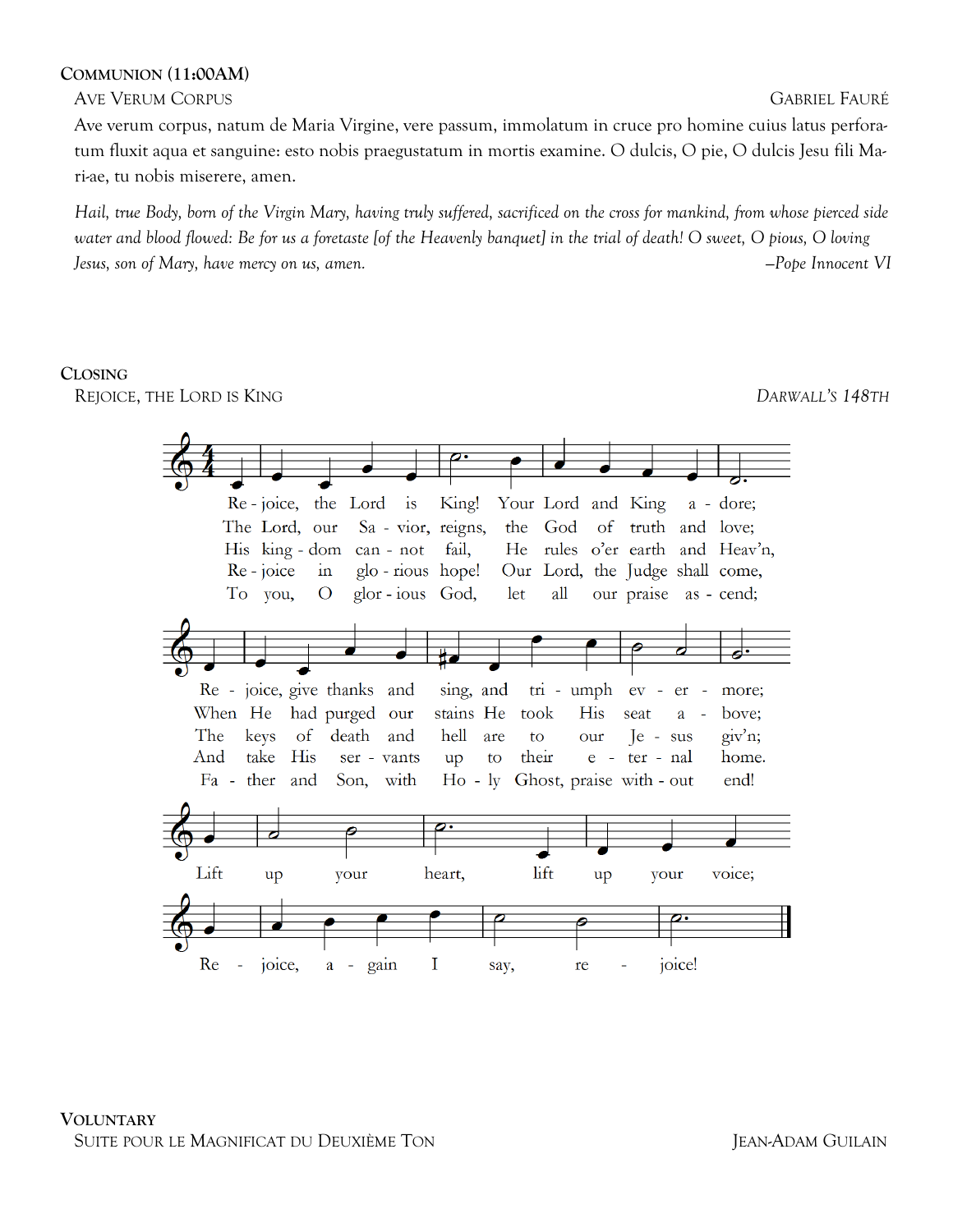**Communion (11:00AM)**

Ave Verum Corpus — Gabriel Fauré

Ave verum corpus, natum de Maria Virgine, vere passum, immolatum in cruce pro homine cuius latus perforatum fluxit aqua et sanguine: esto nobis praegustatum in mortis examine. O dulcis, O pie, O dulcis Jesu fili Mariae, tu nobis miserere, amen.

*Hail, true Body, born of the Virgin Mary, having truly suffered, sacrificed on the cross for mankind, from whose pierced side water and blood flowed: Be for us a foretaste [of the Heavenly banquet] in the trial of death! O sweet, O pious, O loving Jesus, son of Mary, have mercy on us, amen.* —Pope Innocent VI

**Closing**

Rejoice, the Lord is King — *Darwall's 148th*

Re - joice, the Lord is King! Your Lord and King a - dore;
The Lord, our Sa - vior, reigns, the God of truth and love;
His king - dom can - not fail, He rules o'er earth and Heav'n,
Re - joice in glo - rious hope! Our Lord, the Judge shall come,
To you, O glor - ious God, let all our praise as - cend;

Re - joice, give thanks and sing, and tri - umph ev - er - more;
When He had purged our stains He took His seat a - bove;
The keys of death and hell are to our Je - sus giv'n;
And take His ser - vants up to their e - ter - nal home.
Fa - ther and Son, with Ho - ly Ghost, praise with - out end!

Lift up your heart, lift up your voice;
Re - joice, a - gain I say, re - joice!

**Voluntary**

Suite pour le Magnificat du Deuxième Ton — Jean-Adam Guilain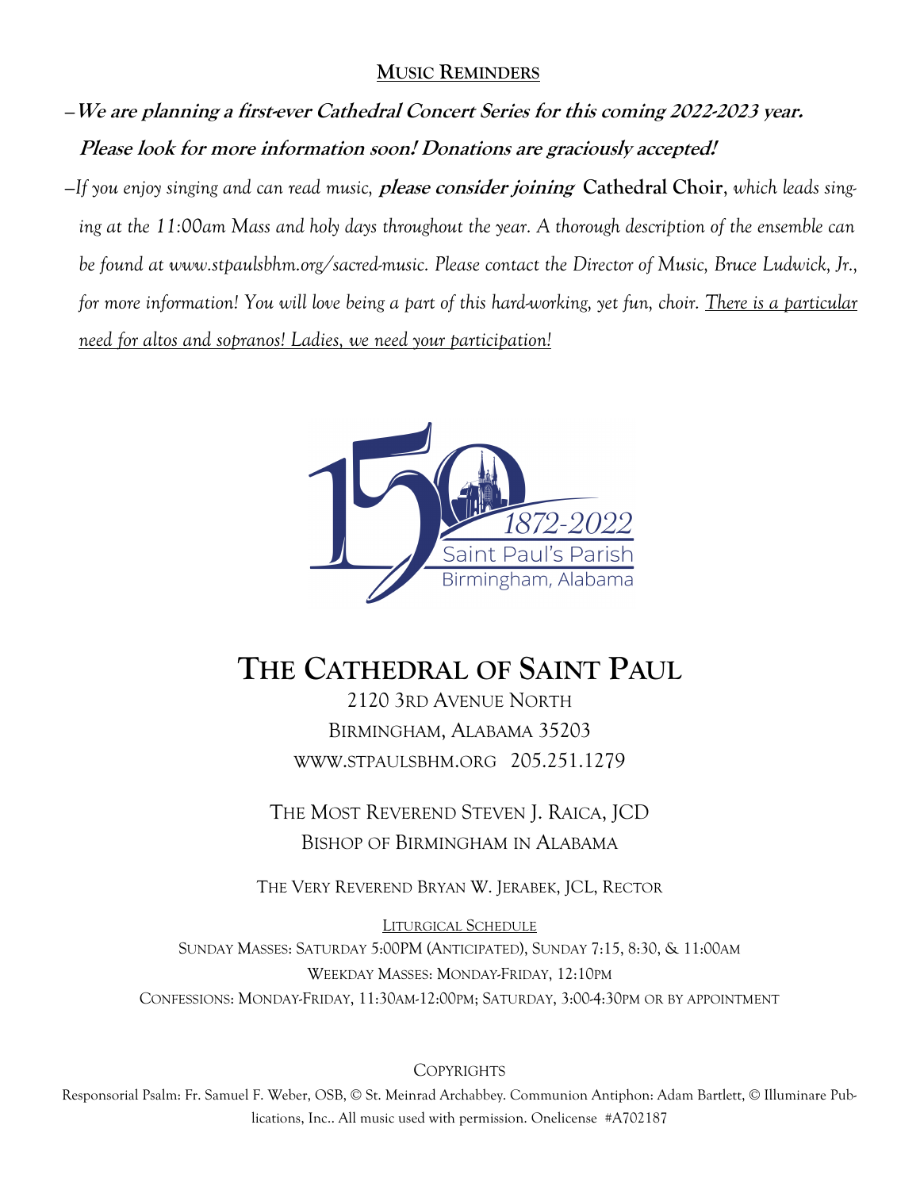## Music Reminders

–**_We are planning a first-ever Cathedral Concert Series for this coming 2022-2023 year. Please look for more information soon! Donations are graciously accepted!_**

–*If you enjoy singing and can read music,* ***please consider joining*** **Cathedral Choir**, *which leads singing at the 11:00am Mass and holy days throughout the year. A thorough description of the ensemble can be found at www.stpaulsbhm.org/sacred-music. Please contact the Director of Music, Bruce Ludwick, Jr., for more information! You will love being a part of this hard-working, yet fun, choir.* <u>*There is a particular need for altos and sopranos! Ladies, we need your participation!*</u>

150

1872-2022

Saint Paul's Parish

Birmingham, Alabama

# The Cathedral of Saint Paul

2120 3rd Avenue North

Birmingham, Alabama 35203

www.stpaulsbhm.org 205.251.1279

The Most Reverend Steven J. Raica, JCD

Bishop of Birmingham in Alabama

The Very Reverend Bryan W. Jerabek, JCL, Rector

<u>Liturgical Schedule</u>

Sunday Masses: Saturday 5:00PM (Anticipated), Sunday 7:15, 8:30, & 11:00AM

Weekday Masses: Monday-Friday, 12:10PM

Confessions: Monday-Friday, 11:30AM-12:00PM; Saturday, 3:00-4:30PM or by appointment

Copyrights

Responsorial Psalm: Fr. Samuel F. Weber, OSB, © St. Meinrad Archabbey. Communion Antiphon: Adam Bartlett, © Illuminare Publications, Inc.. All music used with permission. Onelicense #A702187